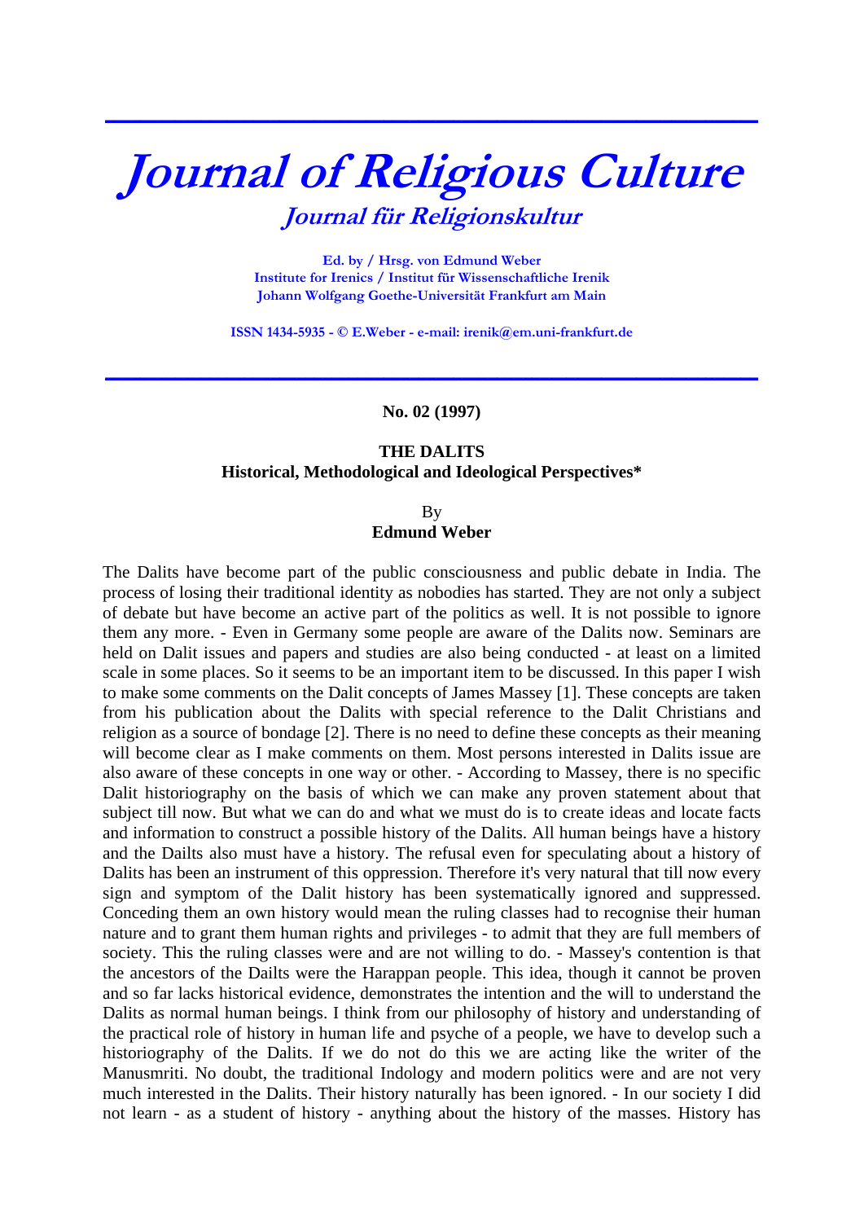# Journal of Religious Culture

## Journal für Religionskultur

Ed. by / Hrsg. von Edmund Weber
Institute for Irenics / Institut für Wissenschaftliche Irenik
Johann Wolfgang Goethe-Universität Frankfurt am Main

ISSN 1434-5935 - © E.Weber - e-mail: irenik@em.uni-frankfurt.de

---

**No. 02 (1997)**

**THE DALITS**
**Historical, Methodological and Ideological Perspectives***

By
**Edmund Weber**

The Dalits have become part of the public consciousness and public debate in India. The process of losing their traditional identity as nobodies has started. They are not only a subject of debate but have become an active part of the politics as well. It is not possible to ignore them any more. - Even in Germany some people are aware of the Dalits now. Seminars are held on Dalit issues and papers and studies are also being conducted - at least on a limited scale in some places. So it seems to be an important item to be discussed. In this paper I wish to make some comments on the Dalit concepts of James Massey [1]. These concepts are taken from his publication about the Dalits with special reference to the Dalit Christians and religion as a source of bondage [2]. There is no need to define these concepts as their meaning will become clear as I make comments on them. Most persons interested in Dalits issue are also aware of these concepts in one way or other. - According to Massey, there is no specific Dalit historiography on the basis of which we can make any proven statement about that subject till now. But what we can do and what we must do is to create ideas and locate facts and information to construct a possible history of the Dalits. All human beings have a history and the Dailts also must have a history. The refusal even for speculating about a history of Dalits has been an instrument of this oppression. Therefore it's very natural that till now every sign and symptom of the Dalit history has been systematically ignored and suppressed. Conceding them an own history would mean the ruling classes had to recognise their human nature and to grant them human rights and privileges - to admit that they are full members of society. This the ruling classes were and are not willing to do. - Massey's contention is that the ancestors of the Dailts were the Harappan people. This idea, though it cannot be proven and so far lacks historical evidence, demonstrates the intention and the will to understand the Dalits as normal human beings. I think from our philosophy of history and understanding of the practical role of history in human life and psyche of a people, we have to develop such a historiography of the Dalits. If we do not do this we are acting like the writer of the Manusmriti. No doubt, the traditional Indology and modern politics were and are not very much interested in the Dalits. Their history naturally has been ignored. - In our society I did not learn - as a student of history - anything about the history of the masses. History has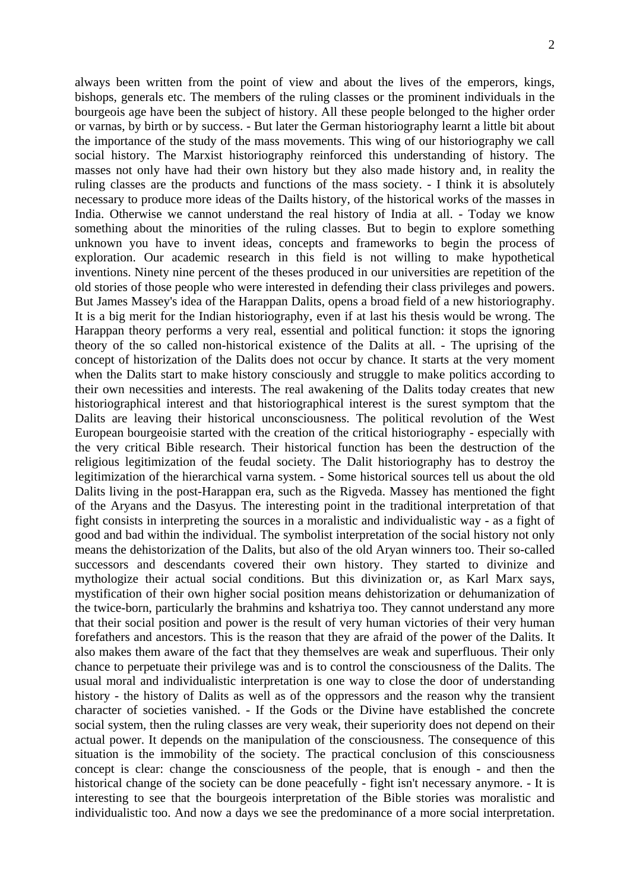always been written from the point of view and about the lives of the emperors, kings, bishops, generals etc. The members of the ruling classes or the prominent individuals in the bourgeois age have been the subject of history. All these people belonged to the higher order or varnas, by birth or by success. - But later the German historiography learnt a little bit about the importance of the study of the mass movements. This wing of our historiography we call social history. The Marxist historiography reinforced this understanding of history. The masses not only have had their own history but they also made history and, in reality the ruling classes are the products and functions of the mass society. - I think it is absolutely necessary to produce more ideas of the Dailts history, of the historical works of the masses in India. Otherwise we cannot understand the real history of India at all. - Today we know something about the minorities of the ruling classes. But to begin to explore something unknown you have to invent ideas, concepts and frameworks to begin the process of exploration. Our academic research in this field is not willing to make hypothetical inventions. Ninety nine percent of the theses produced in our universities are repetition of the old stories of those people who were interested in defending their class privileges and powers. But James Massey's idea of the Harappan Dalits, opens a broad field of a new historiography. It is a big merit for the Indian historiography, even if at last his thesis would be wrong. The Harappan theory performs a very real, essential and political function: it stops the ignoring theory of the so called non-historical existence of the Dalits at all. - The uprising of the concept of historization of the Dalits does not occur by chance. It starts at the very moment when the Dalits start to make history consciously and struggle to make politics according to their own necessities and interests. The real awakening of the Dalits today creates that new historiographical interest and that historiographical interest is the surest symptom that the Dalits are leaving their historical unconsciousness. The political revolution of the West European bourgeoisie started with the creation of the critical historiography - especially with the very critical Bible research. Their historical function has been the destruction of the religious legitimization of the feudal society. The Dalit historiography has to destroy the legitimization of the hierarchical varna system. - Some historical sources tell us about the old Dalits living in the post-Harappan era, such as the Rigveda. Massey has mentioned the fight of the Aryans and the Dasyus. The interesting point in the traditional interpretation of that fight consists in interpreting the sources in a moralistic and individualistic way - as a fight of good and bad within the individual. The symbolist interpretation of the social history not only means the dehistorization of the Dalits, but also of the old Aryan winners too. Their so-called successors and descendants covered their own history. They started to divinize and mythologize their actual social conditions. But this divinization or, as Karl Marx says, mystification of their own higher social position means dehistorization or dehumanization of the twice-born, particularly the brahmins and kshatriya too. They cannot understand any more that their social position and power is the result of very human victories of their very human forefathers and ancestors. This is the reason that they are afraid of the power of the Dalits. It also makes them aware of the fact that they themselves are weak and superfluous. Their only chance to perpetuate their privilege was and is to control the consciousness of the Dalits. The usual moral and individualistic interpretation is one way to close the door of understanding history - the history of Dalits as well as of the oppressors and the reason why the transient character of societies vanished. - If the Gods or the Divine have established the concrete social system, then the ruling classes are very weak, their superiority does not depend on their actual power. It depends on the manipulation of the consciousness. The consequence of this situation is the immobility of the society. The practical conclusion of this consciousness concept is clear: change the consciousness of the people, that is enough - and then the historical change of the society can be done peacefully - fight isn't necessary anymore. - It is interesting to see that the bourgeois interpretation of the Bible stories was moralistic and individualistic too. And now a days we see the predominance of a more social interpretation.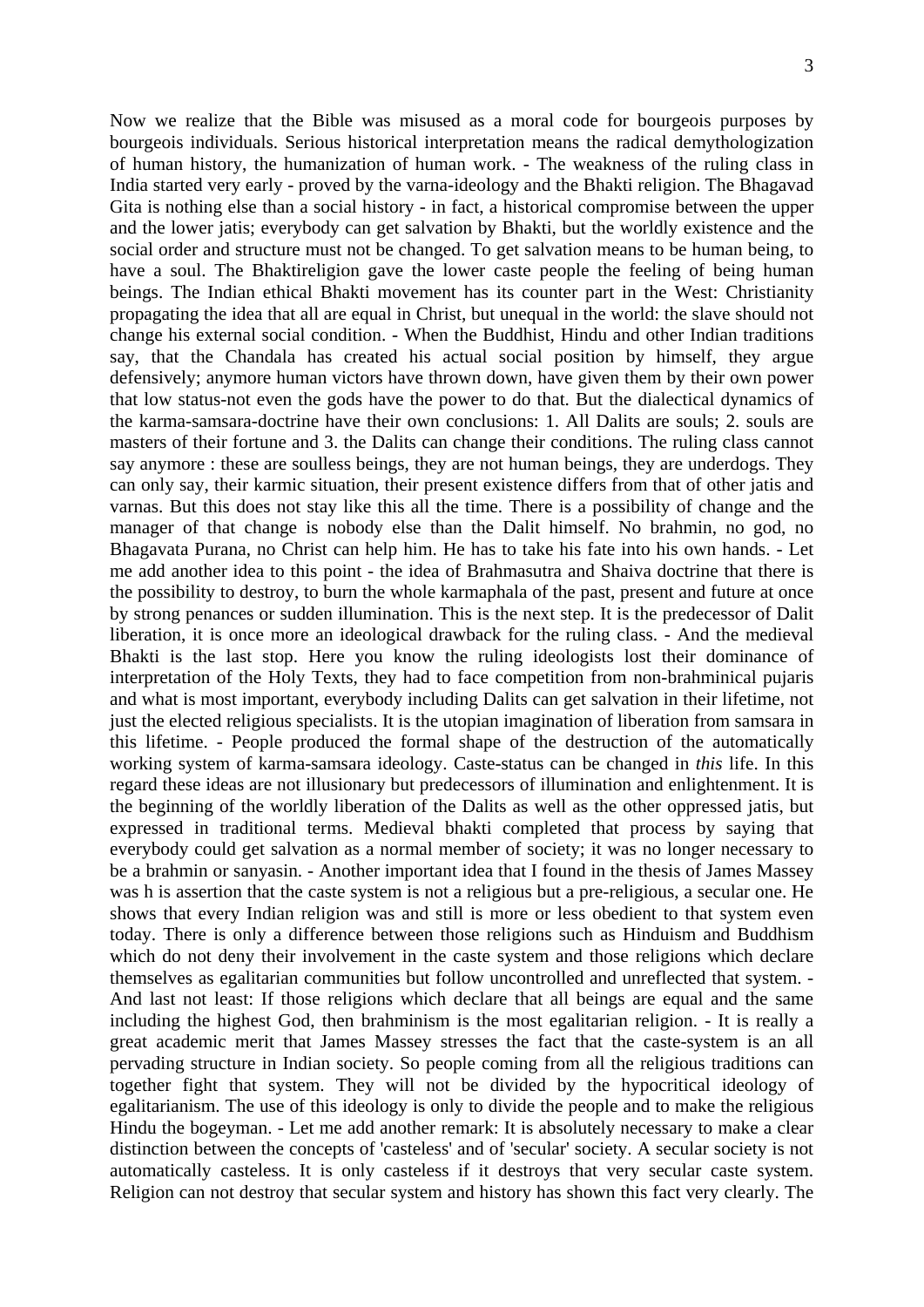Now we realize that the Bible was misused as a moral code for bourgeois purposes by bourgeois individuals. Serious historical interpretation means the radical demythologization of human history, the humanization of human work. - The weakness of the ruling class in India started very early - proved by the varna-ideology and the Bhakti religion. The Bhagavad Gita is nothing else than a social history - in fact, a historical compromise between the upper and the lower jatis; everybody can get salvation by Bhakti, but the worldly existence and the social order and structure must not be changed. To get salvation means to be human being, to have a soul. The Bhaktireligion gave the lower caste people the feeling of being human beings. The Indian ethical Bhakti movement has its counter part in the West: Christianity propagating the idea that all are equal in Christ, but unequal in the world: the slave should not change his external social condition. - When the Buddhist, Hindu and other Indian traditions say, that the Chandala has created his actual social position by himself, they argue defensively; anymore human victors have thrown down, have given them by their own power that low status-not even the gods have the power to do that. But the dialectical dynamics of the karma-samsara-doctrine have their own conclusions: 1. All Dalits are souls; 2. souls are masters of their fortune and 3. the Dalits can change their conditions. The ruling class cannot say anymore : these are soulless beings, they are not human beings, they are underdogs. They can only say, their karmic situation, their present existence differs from that of other jatis and varnas. But this does not stay like this all the time. There is a possibility of change and the manager of that change is nobody else than the Dalit himself. No brahmin, no god, no Bhagavata Purana, no Christ can help him. He has to take his fate into his own hands. - Let me add another idea to this point - the idea of Brahmasutra and Shaiva doctrine that there is the possibility to destroy, to burn the whole karmaphala of the past, present and future at once by strong penances or sudden illumination. This is the next step. It is the predecessor of Dalit liberation, it is once more an ideological drawback for the ruling class. - And the medieval Bhakti is the last stop. Here you know the ruling ideologists lost their dominance of interpretation of the Holy Texts, they had to face competition from non-brahminical pujaris and what is most important, everybody including Dalits can get salvation in their lifetime, not just the elected religious specialists. It is the utopian imagination of liberation from samsara in this lifetime. - People produced the formal shape of the destruction of the automatically working system of karma-samsara ideology. Caste-status can be changed in *this* life. In this regard these ideas are not illusionary but predecessors of illumination and enlightenment. It is the beginning of the worldly liberation of the Dalits as well as the other oppressed jatis, but expressed in traditional terms. Medieval bhakti completed that process by saying that everybody could get salvation as a normal member of society; it was no longer necessary to be a brahmin or sanyasin. - Another important idea that I found in the thesis of James Massey was h is assertion that the caste system is not a religious but a pre-religious, a secular one. He shows that every Indian religion was and still is more or less obedient to that system even today. There is only a difference between those religions such as Hinduism and Buddhism which do not deny their involvement in the caste system and those religions which declare themselves as egalitarian communities but follow uncontrolled and unreflected that system. - And last not least: If those religions which declare that all beings are equal and the same including the highest God, then brahminism is the most egalitarian religion. - It is really a great academic merit that James Massey stresses the fact that the caste-system is an all pervading structure in Indian society. So people coming from all the religious traditions can together fight that system. They will not be divided by the hypocritical ideology of egalitarianism. The use of this ideology is only to divide the people and to make the religious Hindu the bogeyman. - Let me add another remark: It is absolutely necessary to make a clear distinction between the concepts of 'casteless' and of 'secular' society. A secular society is not automatically casteless. It is only casteless if it destroys that very secular caste system. Religion can not destroy that secular system and history has shown this fact very clearly. The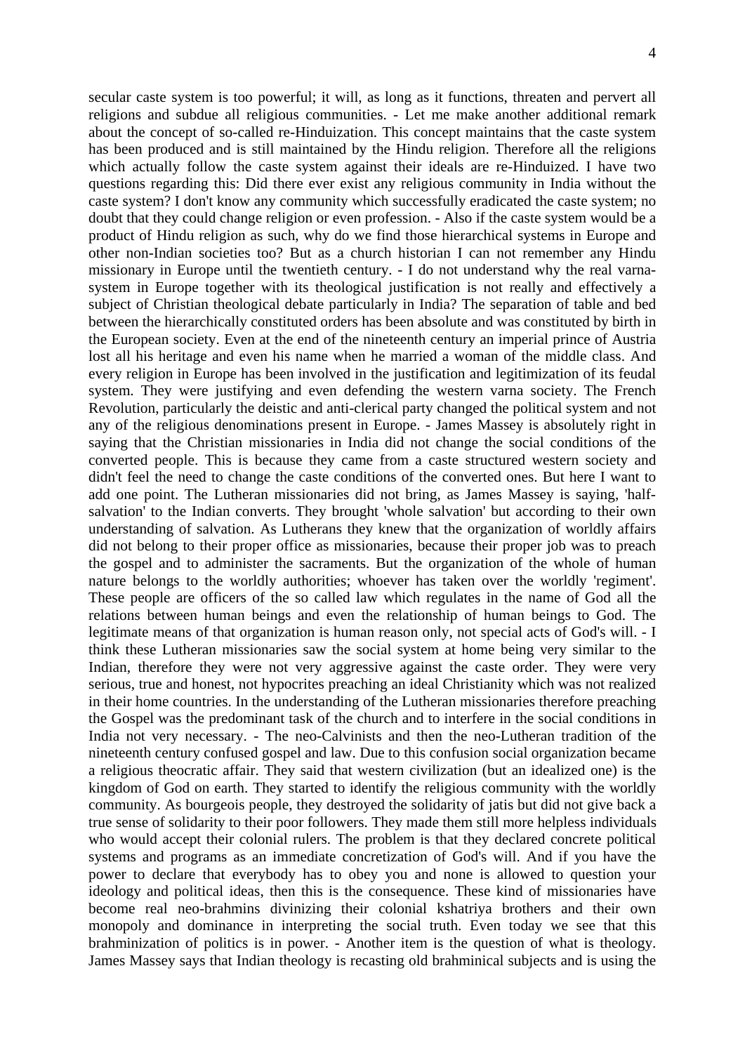secular caste system is too powerful; it will, as long as it functions, threaten and pervert all religions and subdue all religious communities. - Let me make another additional remark about the concept of so-called re-Hinduization. This concept maintains that the caste system has been produced and is still maintained by the Hindu religion. Therefore all the religions which actually follow the caste system against their ideals are re-Hinduized. I have two questions regarding this: Did there ever exist any religious community in India without the caste system? I don't know any community which successfully eradicated the caste system; no doubt that they could change religion or even profession. - Also if the caste system would be a product of Hindu religion as such, why do we find those hierarchical systems in Europe and other non-Indian societies too? But as a church historian I can not remember any Hindu missionary in Europe until the twentieth century. - I do not understand why the real varna-system in Europe together with its theological justification is not really and effectively a subject of Christian theological debate particularly in India? The separation of table and bed between the hierarchically constituted orders has been absolute and was constituted by birth in the European society. Even at the end of the nineteenth century an imperial prince of Austria lost all his heritage and even his name when he married a woman of the middle class. And every religion in Europe has been involved in the justification and legitimization of its feudal system. They were justifying and even defending the western varna society. The French Revolution, particularly the deistic and anti-clerical party changed the political system and not any of the religious denominations present in Europe. - James Massey is absolutely right in saying that the Christian missionaries in India did not change the social conditions of the converted people. This is because they came from a caste structured western society and didn't feel the need to change the caste conditions of the converted ones. But here I want to add one point. The Lutheran missionaries did not bring, as James Massey is saying, 'half-salvation' to the Indian converts. They brought 'whole salvation' but according to their own understanding of salvation. As Lutherans they knew that the organization of worldly affairs did not belong to their proper office as missionaries, because their proper job was to preach the gospel and to administer the sacraments. But the organization of the whole of human nature belongs to the worldly authorities; whoever has taken over the worldly 'regiment'. These people are officers of the so called law which regulates in the name of God all the relations between human beings and even the relationship of human beings to God. The legitimate means of that organization is human reason only, not special acts of God's will. - I think these Lutheran missionaries saw the social system at home being very similar to the Indian, therefore they were not very aggressive against the caste order. They were very serious, true and honest, not hypocrites preaching an ideal Christianity which was not realized in their home countries. In the understanding of the Lutheran missionaries therefore preaching the Gospel was the predominant task of the church and to interfere in the social conditions in India not very necessary. - The neo-Calvinists and then the neo-Lutheran tradition of the nineteenth century confused gospel and law. Due to this confusion social organization became a religious theocratic affair. They said that western civilization (but an idealized one) is the kingdom of God on earth. They started to identify the religious community with the worldly community. As bourgeois people, they destroyed the solidarity of jatis but did not give back a true sense of solidarity to their poor followers. They made them still more helpless individuals who would accept their colonial rulers. The problem is that they declared concrete political systems and programs as an immediate concretization of God's will. And if you have the power to declare that everybody has to obey you and none is allowed to question your ideology and political ideas, then this is the consequence. These kind of missionaries have become real neo-brahmins divinizing their colonial kshatriya brothers and their own monopoly and dominance in interpreting the social truth. Even today we see that this brahminization of politics is in power. - Another item is the question of what is theology. James Massey says that Indian theology is recasting old brahminical subjects and is using the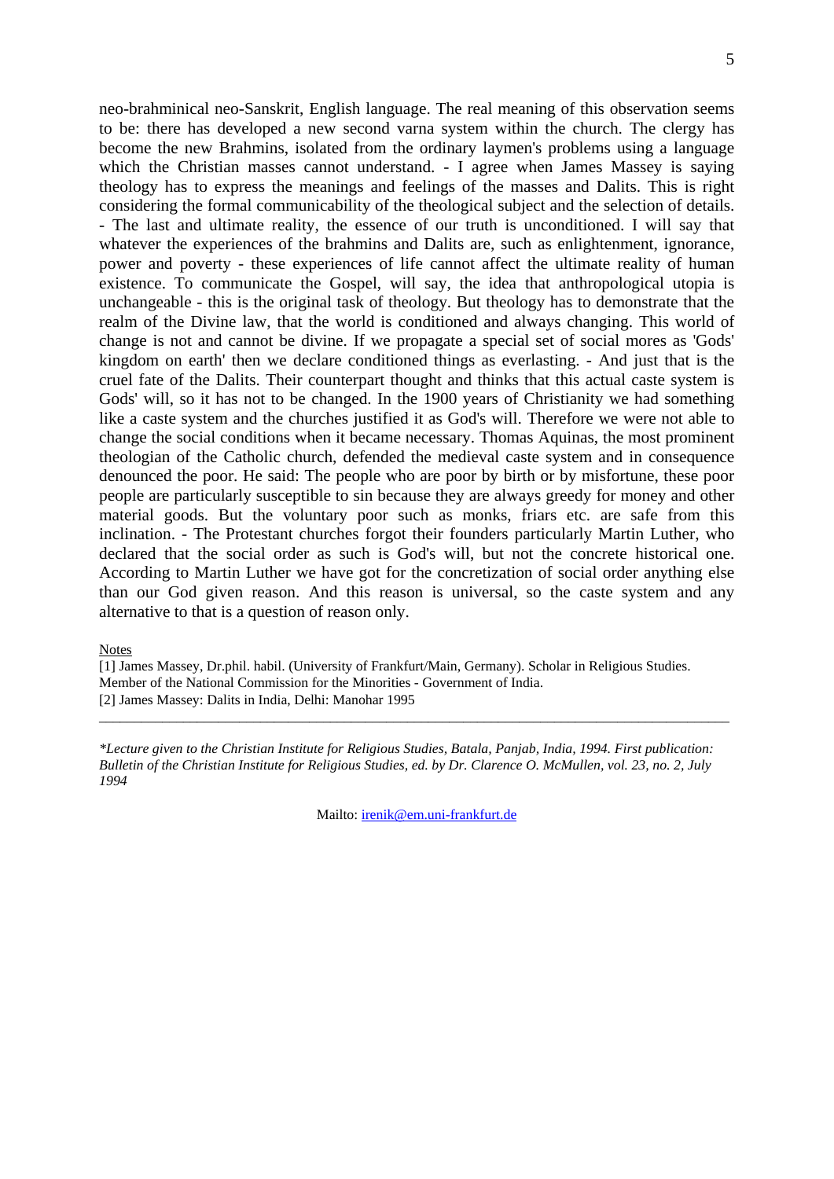neo-brahminical neo-Sanskrit, English language. The real meaning of this observation seems to be: there has developed a new second varna system within the church. The clergy has become the new Brahmins, isolated from the ordinary laymen's problems using a language which the Christian masses cannot understand. - I agree when James Massey is saying theology has to express the meanings and feelings of the masses and Dalits. This is right considering the formal communicability of the theological subject and the selection of details. - The last and ultimate reality, the essence of our truth is unconditioned. I will say that whatever the experiences of the brahmins and Dalits are, such as enlightenment, ignorance, power and poverty - these experiences of life cannot affect the ultimate reality of human existence. To communicate the Gospel, will say, the idea that anthropological utopia is unchangeable - this is the original task of theology. But theology has to demonstrate that the realm of the Divine law, that the world is conditioned and always changing. This world of change is not and cannot be divine. If we propagate a special set of social mores as 'Gods' kingdom on earth' then we declare conditioned things as everlasting. - And just that is the cruel fate of the Dalits. Their counterpart thought and thinks that this actual caste system is Gods' will, so it has not to be changed. In the 1900 years of Christianity we had something like a caste system and the churches justified it as God's will. Therefore we were not able to change the social conditions when it became necessary. Thomas Aquinas, the most prominent theologian of the Catholic church, defended the medieval caste system and in consequence denounced the poor. He said: The people who are poor by birth or by misfortune, these poor people are particularly susceptible to sin because they are always greedy for money and other material goods. But the voluntary poor such as monks, friars etc. are safe from this inclination. - The Protestant churches forgot their founders particularly Martin Luther, who declared that the social order as such is God's will, but not the concrete historical one. According to Martin Luther we have got for the concretization of social order anything else than our God given reason. And this reason is universal, so the caste system and any alternative to that is a question of reason only.

Notes

[1] James Massey, Dr.phil. habil. (University of Frankfurt/Main, Germany). Scholar in Religious Studies. Member of the National Commission for the Minorities - Government of India.

[2] James Massey: Dalits in India, Delhi: Manohar 1995

---

*\*Lecture given to the Christian Institute for Religious Studies, Batala, Panjab, India, 1994. First publication: Bulletin of the Christian Institute for Religious Studies, ed. by Dr. Clarence O. McMullen, vol. 23, no. 2, July 1994*

Mailto: irenik@em.uni-frankfurt.de